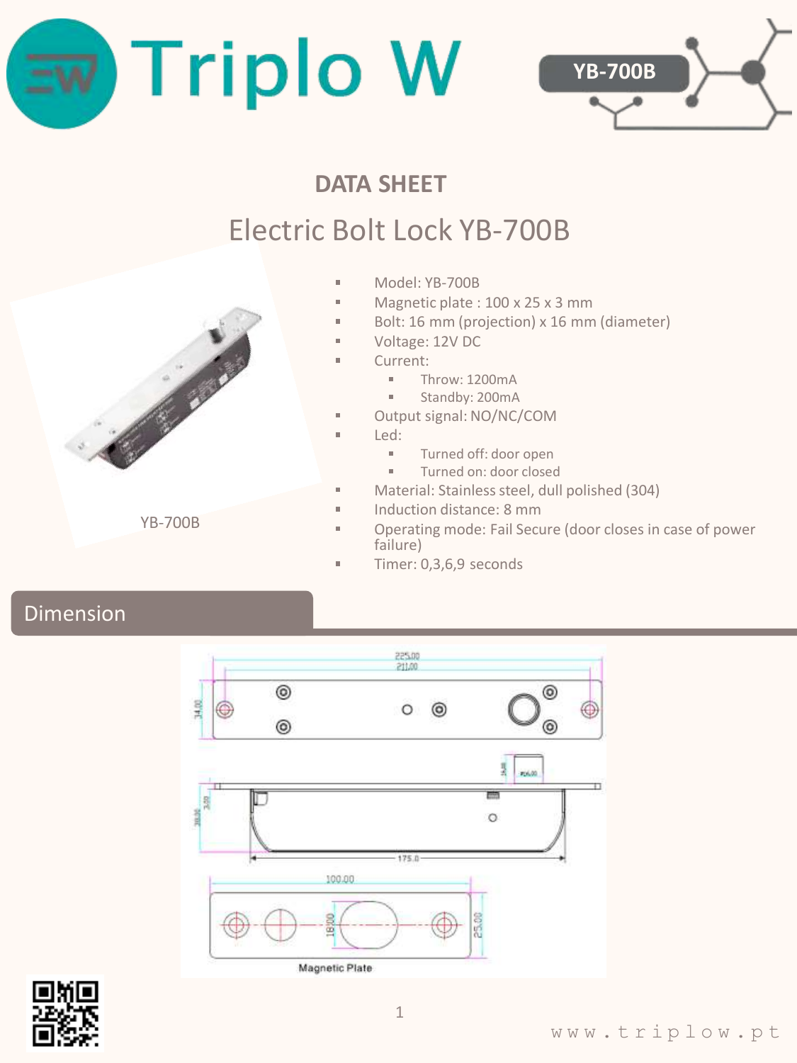# Triplo W

YB-700B

## DATA SHEET

# Electric Bolt Lock YB-700B

YB-700B

- Model: YB-700B
- Magnetic plate : 100 x 25 x 3 mm
- Bolt: 16 mm (projection) x 16 mm (diameter)
- Voltage: 12V DC
- Current:
  - Throw: 1200mA
  - Standby: 200mA
- Output signal: NO/NC/COM
- Led:
  - Turned off: door open
  - Turned on: door closed
- Material: Stainless steel, dull polished (304)
- Induction distance: 8 mm
- Operating mode: Fail Secure (door closes in case of power failure)
- Timer: 0,3,6,9 seconds

## Dimension

225.00
211.00
34.00
16.00
Ø16.00
3.50
30.00
175.0
100.00
18.00
25.00
Magnetic Plate

www.triplow.pt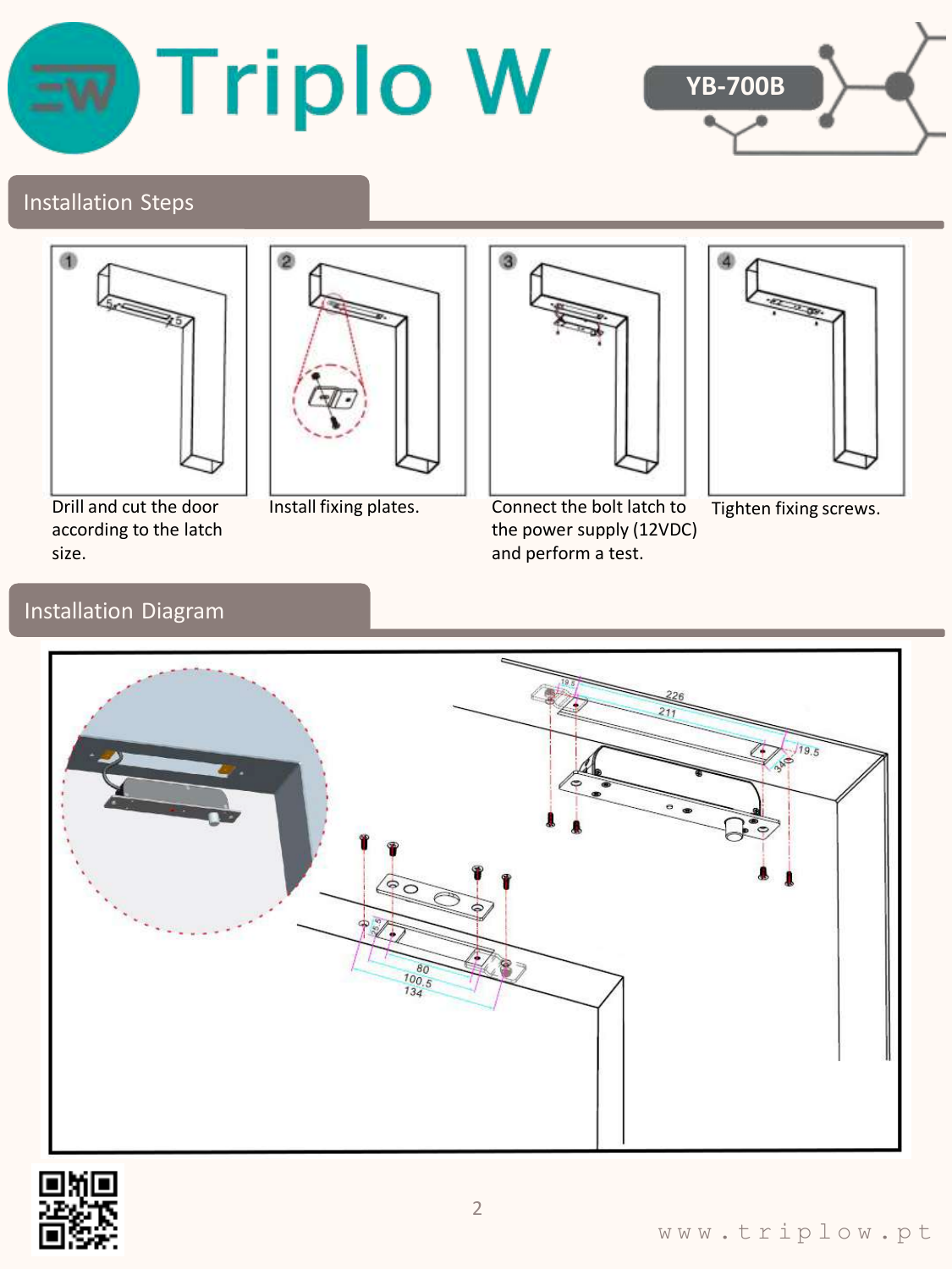## Installation Steps

1. Drill and cut the door according to the latch size.
2. Install fixing plates.
3. Connect the bolt latch to the power supply (12VDC) and perform a test.
4. Tighten fixing screws.

## Installation Diagram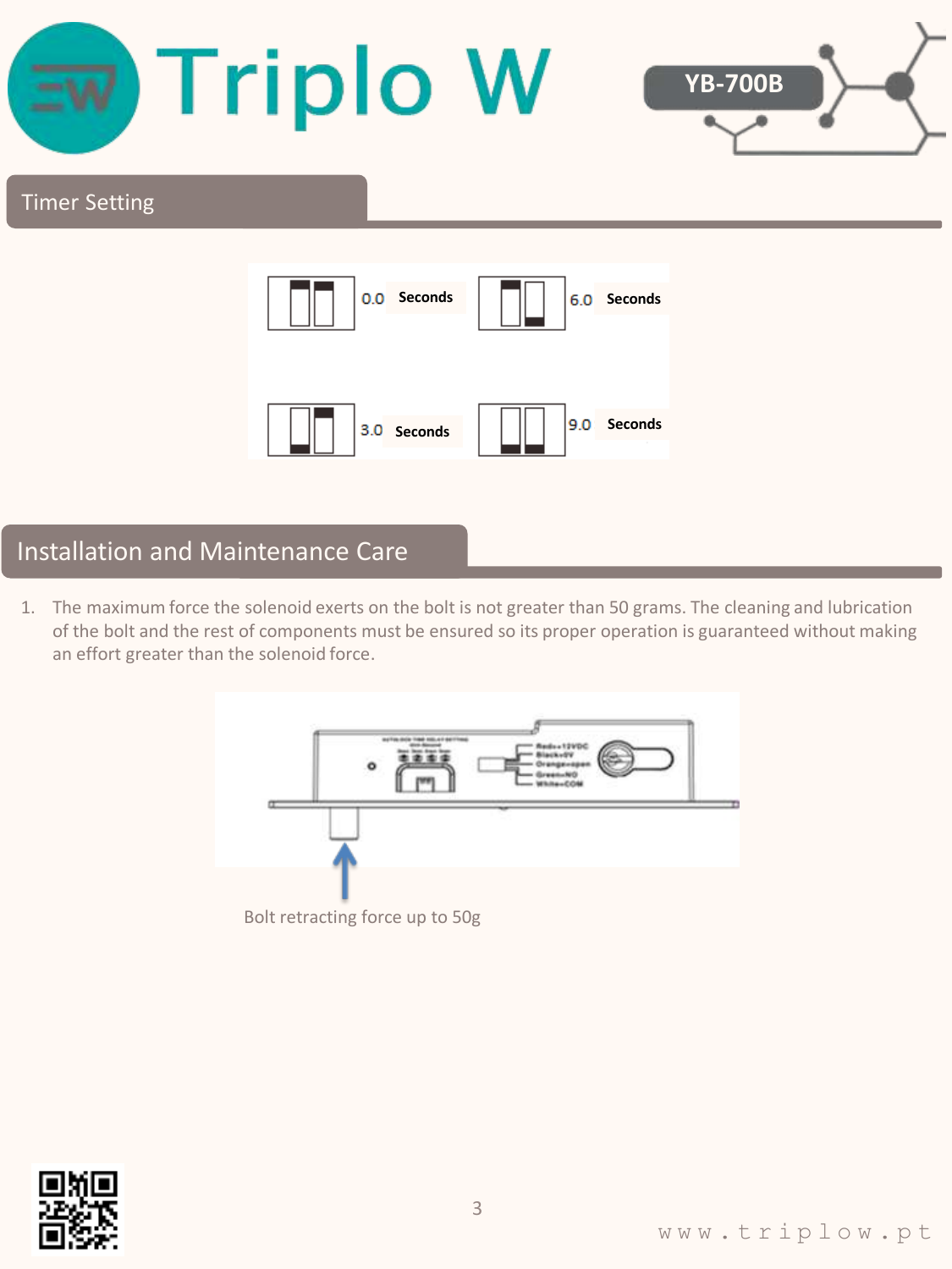## Timer Setting

0.0 Seconds

6.0 Seconds

3.0 Seconds

9.0 Seconds

## Installation and Maintenance Care

1. The maximum force the solenoid exerts on the bolt is not greater than 50 grams. The cleaning and lubrication of the bolt and the rest of components must be ensured so its proper operation is guaranteed without making an effort greater than the solenoid force.

Bolt retracting force up to 50g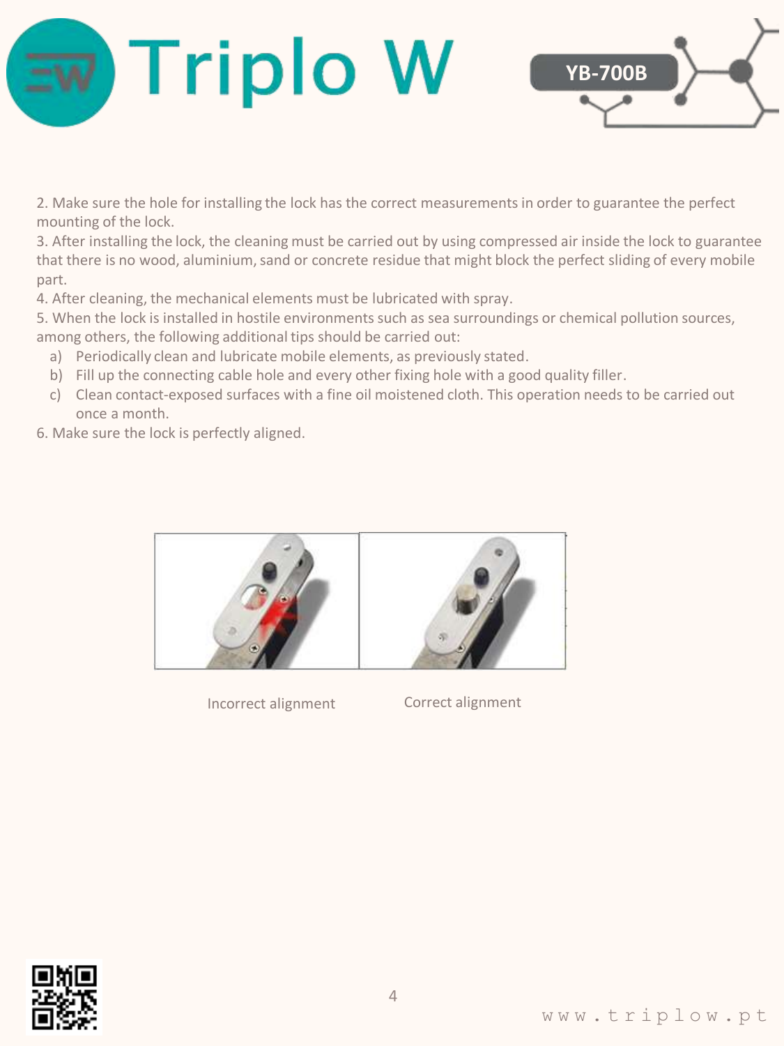2. Make sure the hole for installing the lock has the correct measurements in order to guarantee the perfect mounting of the lock.
3. After installing the lock, the cleaning must be carried out by using compressed air inside the lock to guarantee that there is no wood, aluminium, sand or concrete residue that might block the perfect sliding of every mobile part.
4. After cleaning, the mechanical elements must be lubricated with spray.
5. When the lock is installed in hostile environments such as sea surroundings or chemical pollution sources, among others, the following additional tips should be carried out:
   a) Periodically clean and lubricate mobile elements, as previously stated.
   b) Fill up the connecting cable hole and every other fixing hole with a good quality filler.
   c) Clean contact-exposed surfaces with a fine oil moistened cloth. This operation needs to be carried out once a month.
6. Make sure the lock is perfectly aligned.

Incorrect alignment

Correct alignment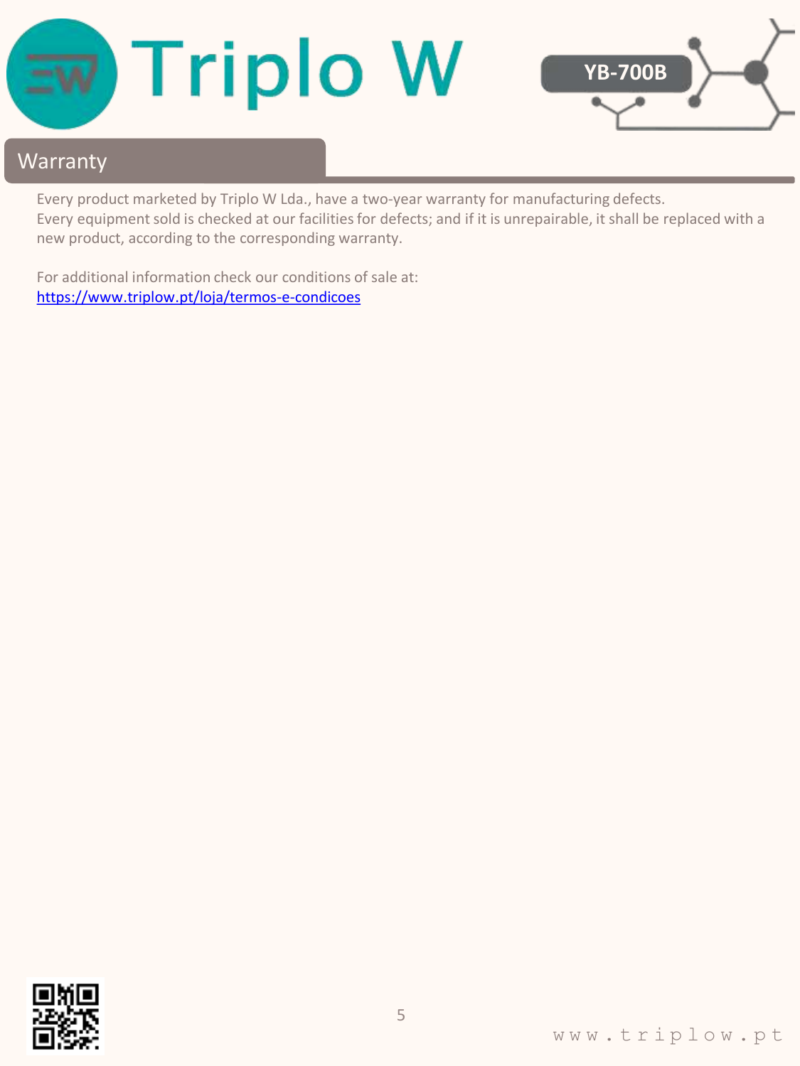## Warranty

Every product marketed by Triplo W Lda., have a two-year warranty for manufacturing defects.
Every equipment sold is checked at our facilities for defects; and if it is unrepairable, it shall be replaced with a new product, according to the corresponding warranty.

For additional information check our conditions of sale at:
[https://www.triplow.pt/loja/termos-e-condicoes](https://www.triplow.pt/loja/termos-e-condicoes)